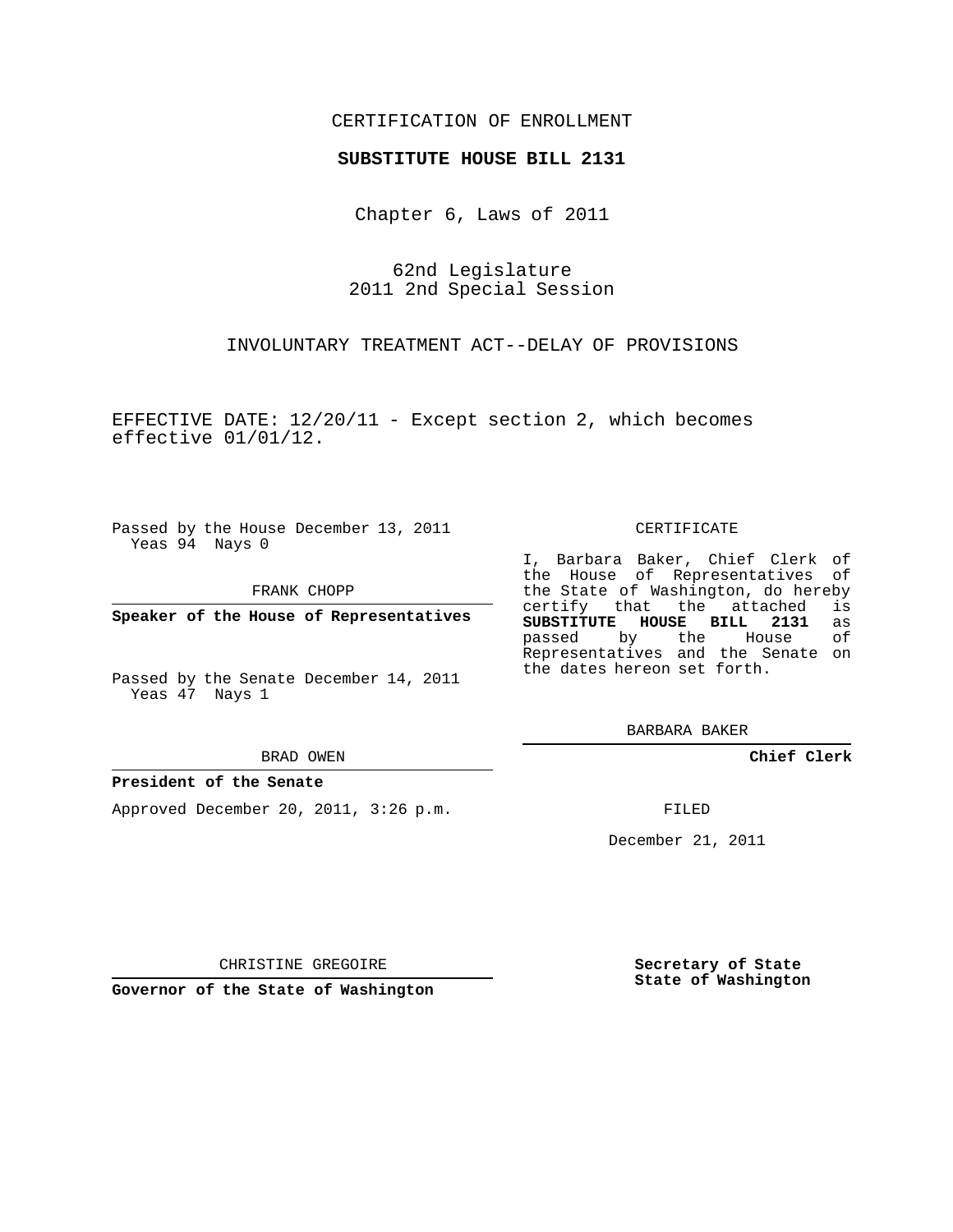CERTIFICATION OF ENROLLMENT

**SUBSTITUTE HOUSE BILL 2131**

Chapter 6, Laws of 2011

62nd Legislature
2011 2nd Special Session

INVOLUNTARY TREATMENT ACT--DELAY OF PROVISIONS

EFFECTIVE DATE: 12/20/11 - Except section 2, which becomes effective 01/01/12.

Passed by the House December 13, 2011
Yeas 94 Nays 0

FRANK CHOPP

**Speaker of the House of Representatives**

Passed by the Senate December 14, 2011
Yeas 47 Nays 1

BRAD OWEN

**President of the Senate**

Approved December 20, 2011, 3:26 p.m.

CHRISTINE GREGOIRE

**Governor of the State of Washington**

CERTIFICATE

I, Barbara Baker, Chief Clerk of the House of Representatives of the State of Washington, do hereby certify that the attached is **SUBSTITUTE HOUSE BILL 2131** as passed by the House of Representatives and the Senate on the dates hereon set forth.

BARBARA BAKER

**Chief Clerk**

FILED

December 21, 2011

**Secretary of State**
**State of Washington**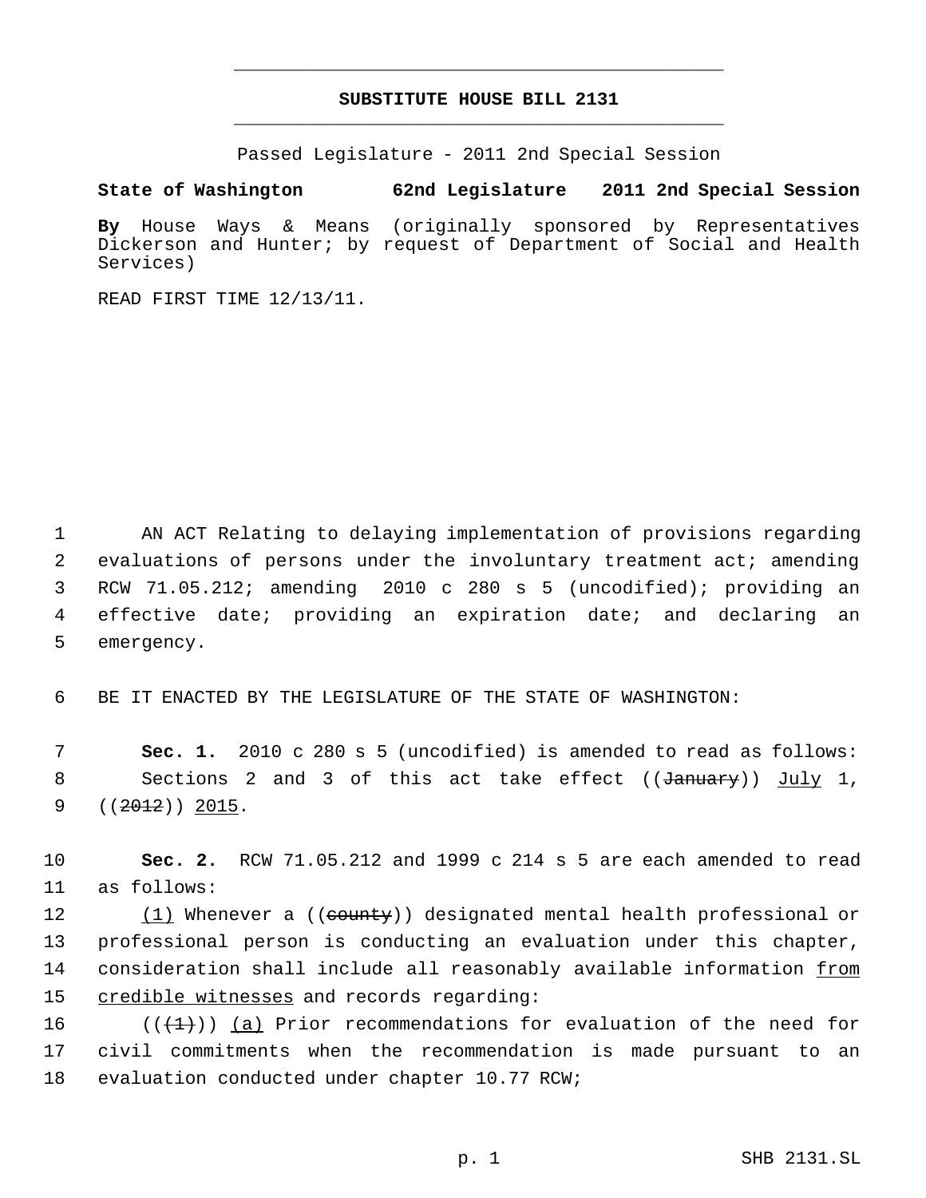# SUBSTITUTE HOUSE BILL 2131

Passed Legislature - 2011 2nd Special Session

**State of Washington 62nd Legislature 2011 2nd Special Session**

**By** House Ways & Means (originally sponsored by Representatives Dickerson and Hunter; by request of Department of Social and Health Services)

READ FIRST TIME 12/13/11.

AN ACT Relating to delaying implementation of provisions regarding evaluations of persons under the involuntary treatment act; amending RCW 71.05.212; amending 2010 c 280 s 5 (uncodified); providing an effective date; providing an expiration date; and declaring an emergency.

BE IT ENACTED BY THE LEGISLATURE OF THE STATE OF WASHINGTON:

**Sec. 1.** 2010 c 280 s 5 (uncodified) is amended to read as follows:

Sections 2 and 3 of this act take effect ((~~January~~)) <u>July</u> 1, ((~~2012~~)) <u>2015</u>.

**Sec. 2.** RCW 71.05.212 and 1999 c 214 s 5 are each amended to read as follows:

<u>(1)</u> Whenever a ((~~county~~)) designated mental health professional or professional person is conducting an evaluation under this chapter, consideration shall include all reasonably available information <u>from credible witnesses</u> and records regarding:

((~~(1)~~)) <u>(a)</u> Prior recommendations for evaluation of the need for civil commitments when the recommendation is made pursuant to an evaluation conducted under chapter 10.77 RCW;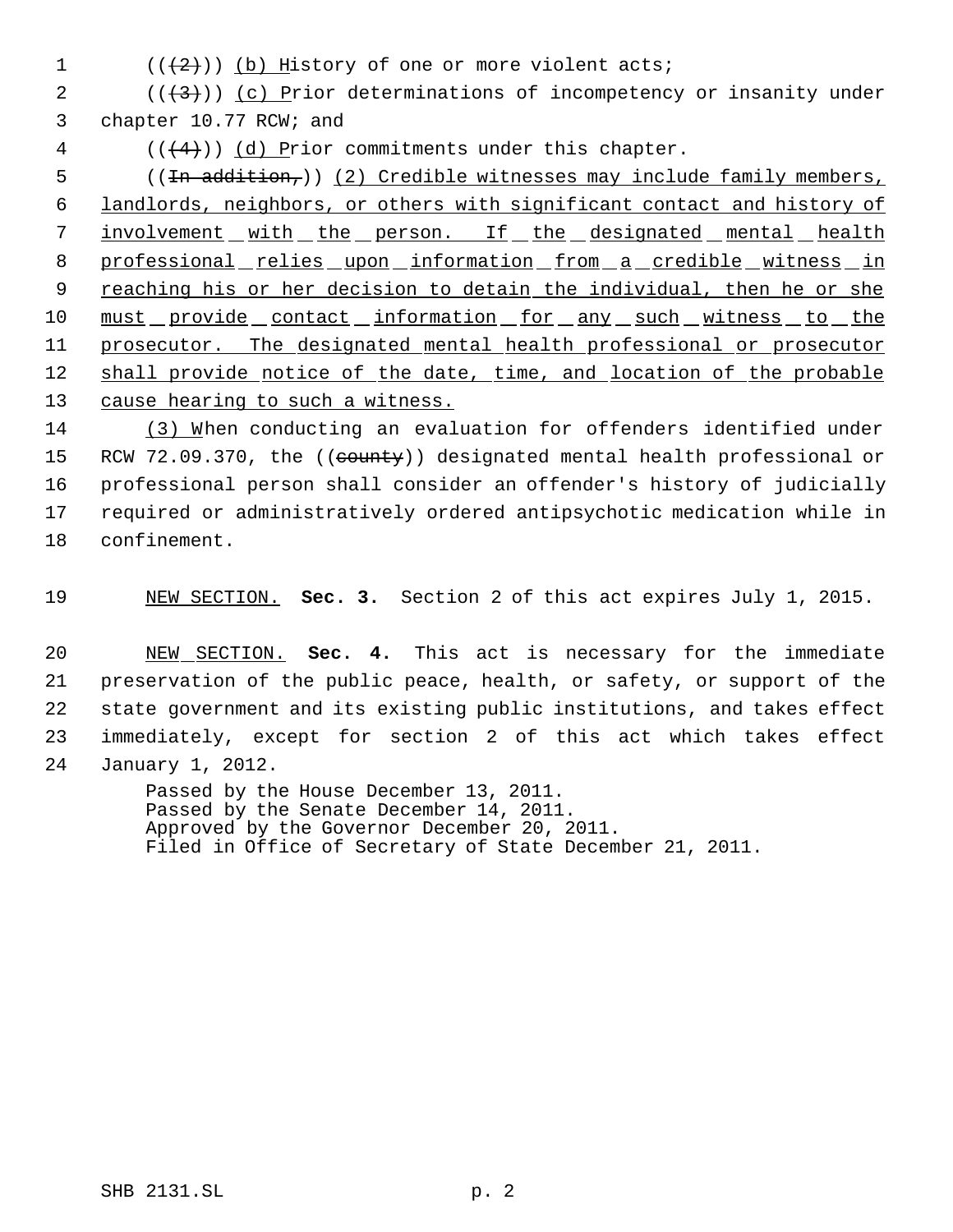((~~(2)~~)) (b) History of one or more violent acts;

((~~(3)~~)) (c) Prior determinations of incompetency or insanity under chapter 10.77 RCW; and

((~~(4)~~)) (d) Prior commitments under this chapter.

((~~In addition,~~)) (2) Credible witnesses may include family members, landlords, neighbors, or others with significant contact and history of involvement with the person. If the designated mental health professional relies upon information from a credible witness in reaching his or her decision to detain the individual, then he or she must provide contact information for any such witness to the prosecutor. The designated mental health professional or prosecutor shall provide notice of the date, time, and location of the probable cause hearing to such a witness.

(3) When conducting an evaluation for offenders identified under RCW 72.09.370, the ((~~county~~)) designated mental health professional or professional person shall consider an offender's history of judicially required or administratively ordered antipsychotic medication while in confinement.

NEW SECTION. **Sec. 3.** Section 2 of this act expires July 1, 2015.

NEW SECTION. **Sec. 4.** This act is necessary for the immediate preservation of the public peace, health, or safety, or support of the state government and its existing public institutions, and takes effect immediately, except for section 2 of this act which takes effect January 1, 2012.

Passed by the House December 13, 2011.
Passed by the Senate December 14, 2011.
Approved by the Governor December 20, 2011.
Filed in Office of Secretary of State December 21, 2011.